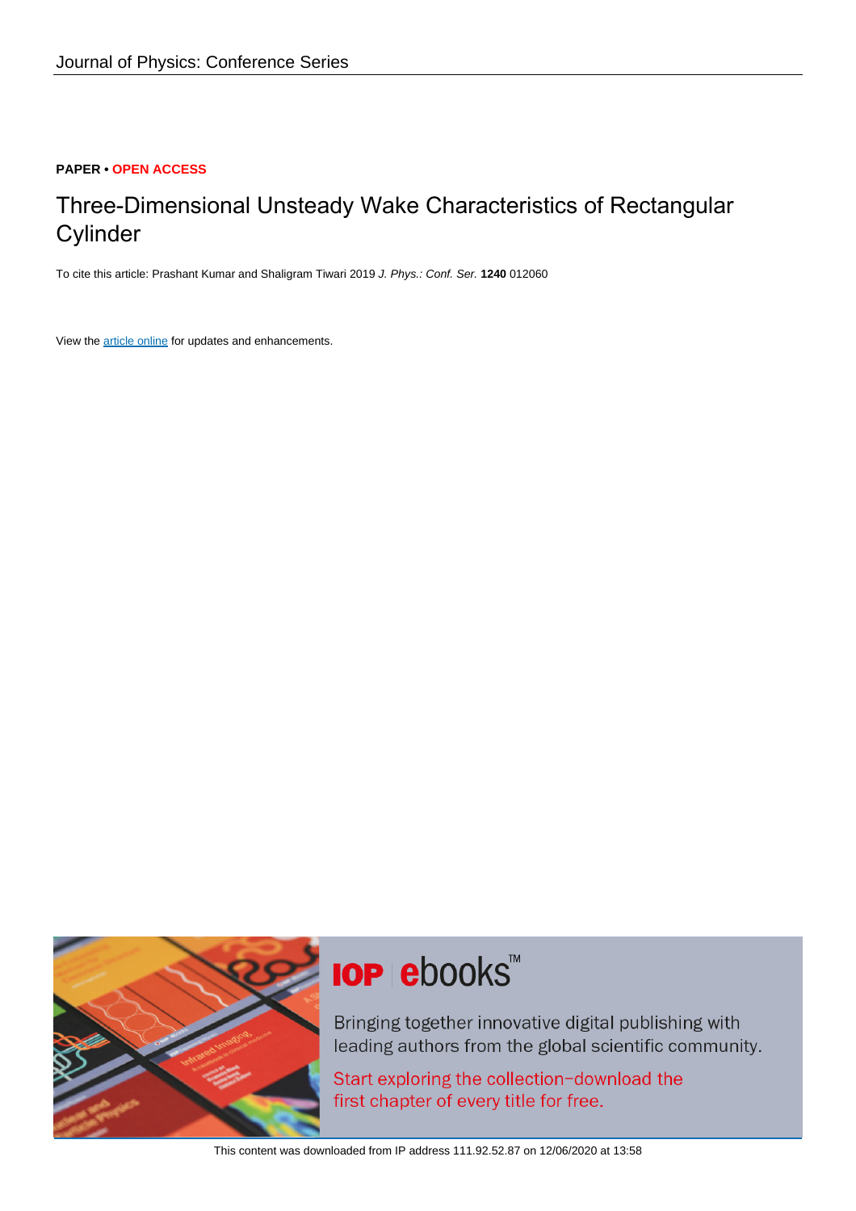Journal of Physics: Conference Series

**PAPER • OPEN ACCESS**

# Three-Dimensional Unsteady Wake Characteristics of Rectangular Cylinder

To cite this article: Prashant Kumar and Shaligram Tiwari 2019 *J. Phys.: Conf. Ser.* **1240** 012060

View the article online for updates and enhancements.

This content was downloaded from IP address 111.92.52.87 on 12/06/2020 at 13:58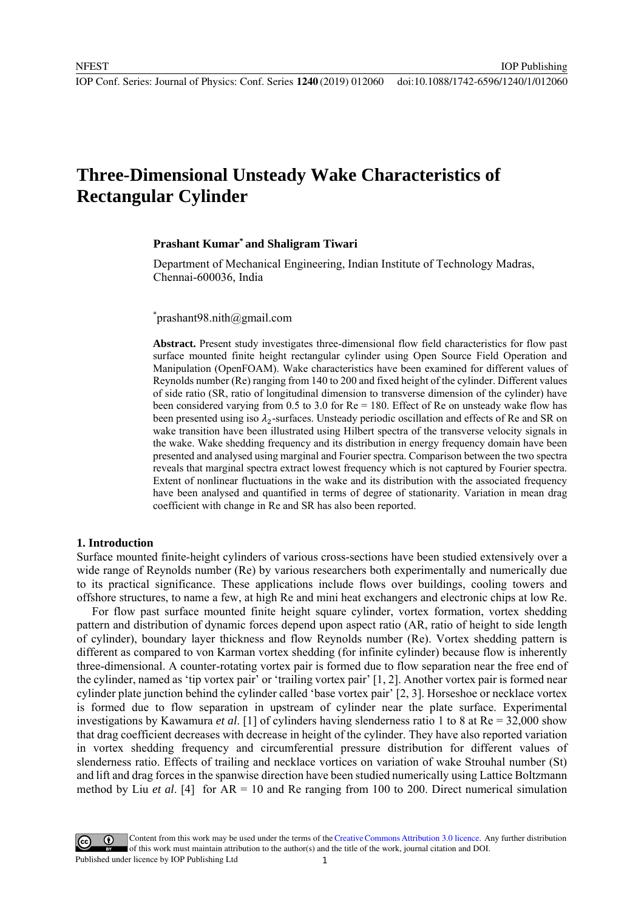# Three-Dimensional Unsteady Wake Characteristics of Rectangular Cylinder

**Prashant Kumar* and Shaligram Tiwari**

Department of Mechanical Engineering, Indian Institute of Technology Madras, Chennai-600036, India

*prashant98.nith@gmail.com

**Abstract.** Present study investigates three-dimensional flow field characteristics for flow past surface mounted finite height rectangular cylinder using Open Source Field Operation and Manipulation (OpenFOAM). Wake characteristics have been examined for different values of Reynolds number (Re) ranging from 140 to 200 and fixed height of the cylinder. Different values of side ratio (SR, ratio of longitudinal dimension to transverse dimension of the cylinder) have been considered varying from 0.5 to 3.0 for Re = 180. Effect of Re on unsteady wake flow has been presented using iso $\lambda_2$-surfaces. Unsteady periodic oscillation and effects of Re and SR on wake transition have been illustrated using Hilbert spectra of the transverse velocity signals in the wake. Wake shedding frequency and its distribution in energy frequency domain have been presented and analysed using marginal and Fourier spectra. Comparison between the two spectra reveals that marginal spectra extract lowest frequency which is not captured by Fourier spectra. Extent of nonlinear fluctuations in the wake and its distribution with the associated frequency have been analysed and quantified in terms of degree of stationarity. Variation in mean drag coefficient with change in Re and SR has also been reported.

## 1. Introduction

Surface mounted finite-height cylinders of various cross-sections have been studied extensively over a wide range of Reynolds number (Re) by various researchers both experimentally and numerically due to its practical significance. These applications include flows over buildings, cooling towers and offshore structures, to name a few, at high Re and mini heat exchangers and electronic chips at low Re.

For flow past surface mounted finite height square cylinder, vortex formation, vortex shedding pattern and distribution of dynamic forces depend upon aspect ratio (AR, ratio of height to side length of cylinder), boundary layer thickness and flow Reynolds number (Re). Vortex shedding pattern is different as compared to von Karman vortex shedding (for infinite cylinder) because flow is inherently three-dimensional. A counter-rotating vortex pair is formed due to flow separation near the free end of the cylinder, named as 'tip vortex pair' or 'trailing vortex pair' [1, 2]. Another vortex pair is formed near cylinder plate junction behind the cylinder called 'base vortex pair' [2, 3]. Horseshoe or necklace vortex is formed due to flow separation in upstream of cylinder near the plate surface. Experimental investigations by Kawamura *et al*. [1] of cylinders having slenderness ratio 1 to 8 at Re = 32,000 show that drag coefficient decreases with decrease in height of the cylinder. They have also reported variation in vortex shedding frequency and circumferential pressure distribution for different values of slenderness ratio. Effects of trailing and necklace vortices on variation of wake Strouhal number (St) and lift and drag forces in the spanwise direction have been studied numerically using Lattice Boltzmann method by Liu *et al*. [4] for AR = 10 and Re ranging from 100 to 200. Direct numerical simulation

Content from this work may be used under the terms of the Creative Commons Attribution 3.0 licence. Any further distribution of this work must maintain attribution to the author(s) and the title of the work, journal citation and DOI.
Published under licence by IOP Publishing Ltd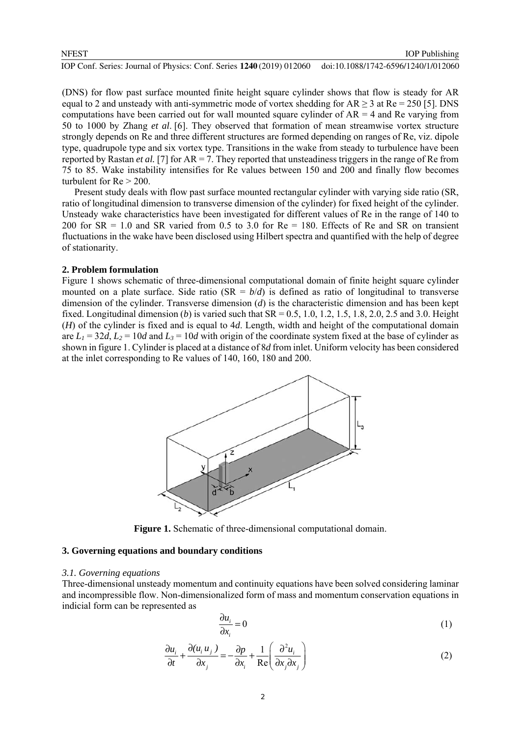(DNS) for flow past surface mounted finite height square cylinder shows that flow is steady for AR equal to 2 and unsteady with anti-symmetric mode of vortex shedding for AR $\geq$ 3 at Re = 250 [5]. DNS computations have been carried out for wall mounted square cylinder of AR = 4 and Re varying from 50 to 1000 by Zhang *et al*. [6]. They observed that formation of mean streamwise vortex structure strongly depends on Re and three different structures are formed depending on ranges of Re, viz. dipole type, quadrupole type and six vortex type. Transitions in the wake from steady to turbulence have been reported by Rastan *et al.* [7] for AR = 7. They reported that unsteadiness triggers in the range of Re from 75 to 85. Wake instability intensifies for Re values between 150 and 200 and finally flow becomes turbulent for Re > 200.

Present study deals with flow past surface mounted rectangular cylinder with varying side ratio (SR, ratio of longitudinal dimension to transverse dimension of the cylinder) for fixed height of the cylinder. Unsteady wake characteristics have been investigated for different values of Re in the range of 140 to 200 for SR = 1.0 and SR varied from 0.5 to 3.0 for Re = 180. Effects of Re and SR on transient fluctuations in the wake have been disclosed using Hilbert spectra and quantified with the help of degree of stationarity.

## 2. Problem formulation

Figure 1 shows schematic of three-dimensional computational domain of finite height square cylinder mounted on a plate surface. Side ratio (SR = $b/d$) is defined as ratio of longitudinal to transverse dimension of the cylinder. Transverse dimension ($d$) is the characteristic dimension and has been kept fixed. Longitudinal dimension ($b$) is varied such that SR = 0.5, 1.0, 1.2, 1.5, 1.8, 2.0, 2.5 and 3.0. Height ($H$) of the cylinder is fixed and is equal to $4d$. Length, width and height of the computational domain are $L_1 = 32d$, $L_2 = 10d$ and $L_3 = 10d$ with origin of the coordinate system fixed at the base of cylinder as shown in figure 1. Cylinder is placed at a distance of $8d$ from inlet. Uniform velocity has been considered at the inlet corresponding to Re values of 140, 160, 180 and 200.

**Figure 1.** Schematic of three-dimensional computational domain.

## 3. Governing equations and boundary conditions

### 3.1. Governing equations

Three-dimensional unsteady momentum and continuity equations have been solved considering laminar and incompressible flow. Non-dimensionalized form of mass and momentum conservation equations in indicial form can be represented as

$$\frac{\partial u_i}{\partial x_i} = 0 \tag{1}$$

$$\frac{\partial u_i}{\partial t} + \frac{\partial (u_i u_j)}{\partial x_j} = -\frac{\partial p}{\partial x_i} + \frac{1}{\mathrm{Re}}\left(\frac{\partial^2 u_i}{\partial x_j \partial x_j}\right) \tag{2}$$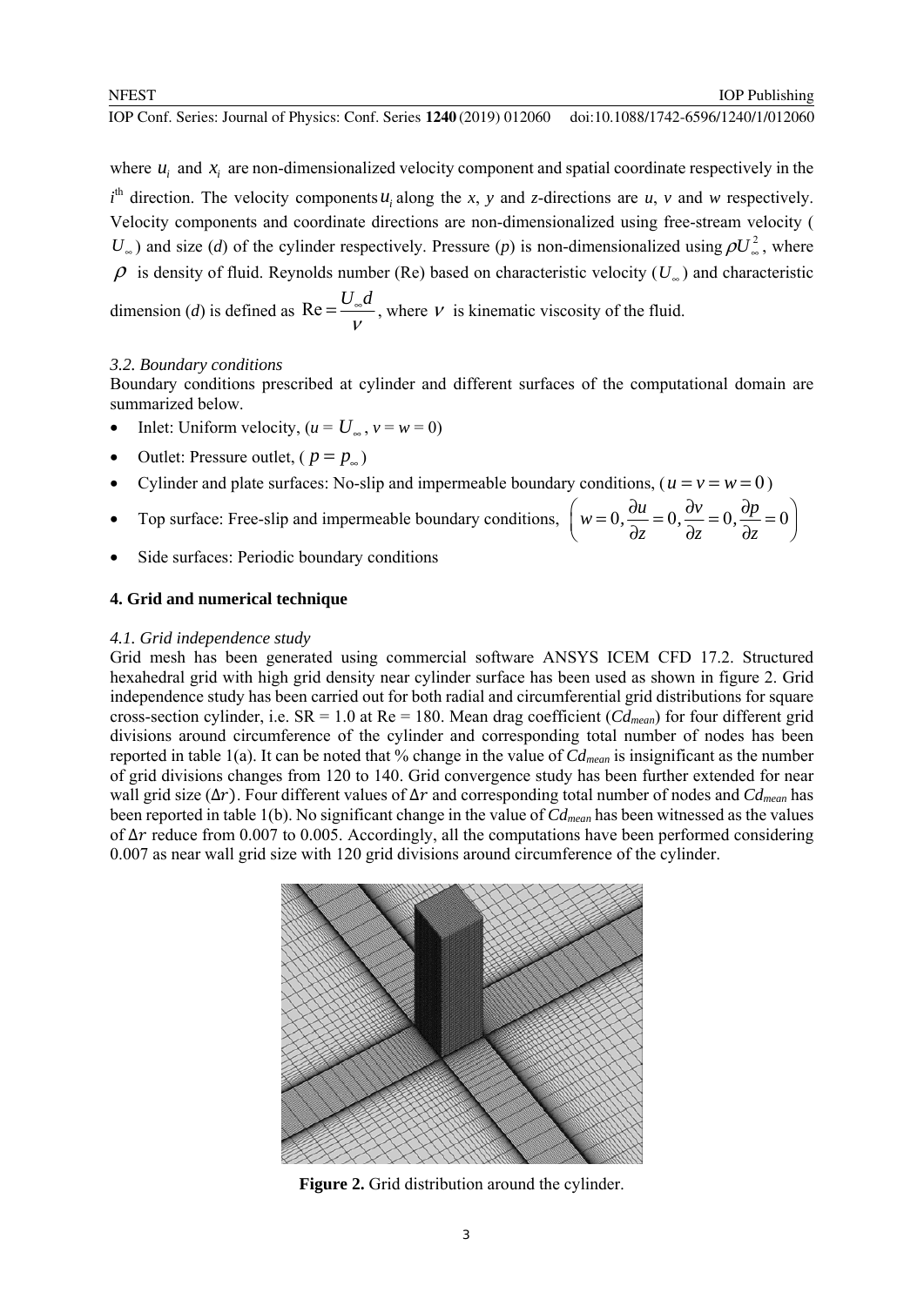where $u_i$ and $x_i$ are non-dimensionalized velocity component and spatial coordinate respectively in the $i^{\text{th}}$ direction. The velocity components $u_i$ along the *x*, *y* and *z*-directions are *u*, *v* and *w* respectively. Velocity components and coordinate directions are non-dimensionalized using free-stream velocity ($U_\infty$) and size (*d*) of the cylinder respectively. Pressure (*p*) is non-dimensionalized using $\rho U_\infty^2$, where $\rho$ is density of fluid. Reynolds number (Re) based on characteristic velocity ($U_\infty$) and characteristic dimension (*d*) is defined as $\text{Re} = \frac{U_\infty d}{\nu}$, where $\nu$ is kinematic viscosity of the fluid.

### 3.2. Boundary conditions

Boundary conditions prescribed at cylinder and different surfaces of the computational domain are summarized below.

- Inlet: Uniform velocity, ($u = U_\infty$, $v = w = 0$)
- Outlet: Pressure outlet, ($p = p_\infty$)
- Cylinder and plate surfaces: No-slip and impermeable boundary conditions, ($u = v = w = 0$)
- Top surface: Free-slip and impermeable boundary conditions, $\left( w = 0, \frac{\partial u}{\partial z} = 0, \frac{\partial v}{\partial z} = 0, \frac{\partial p}{\partial z} = 0 \right)$
- Side surfaces: Periodic boundary conditions

## 4. Grid and numerical technique

### 4.1. Grid independence study

Grid mesh has been generated using commercial software ANSYS ICEM CFD 17.2. Structured hexahedral grid with high grid density near cylinder surface has been used as shown in figure 2. Grid independence study has been carried out for both radial and circumferential grid distributions for square cross-section cylinder, i.e. SR = 1.0 at Re = 180. Mean drag coefficient ($Cd_{mean}$) for four different grid divisions around circumference of the cylinder and corresponding total number of nodes has been reported in table 1(a). It can be noted that % change in the value of $Cd_{mean}$ is insignificant as the number of grid divisions changes from 120 to 140. Grid convergence study has been further extended for near wall grid size ($\Delta r$). Four different values of $\Delta r$ and corresponding total number of nodes and $Cd_{mean}$ has been reported in table 1(b). No significant change in the value of $Cd_{mean}$ has been witnessed as the values of $\Delta r$ reduce from 0.007 to 0.005. Accordingly, all the computations have been performed considering 0.007 as near wall grid size with 120 grid divisions around circumference of the cylinder.

**Figure 2.** Grid distribution around the cylinder.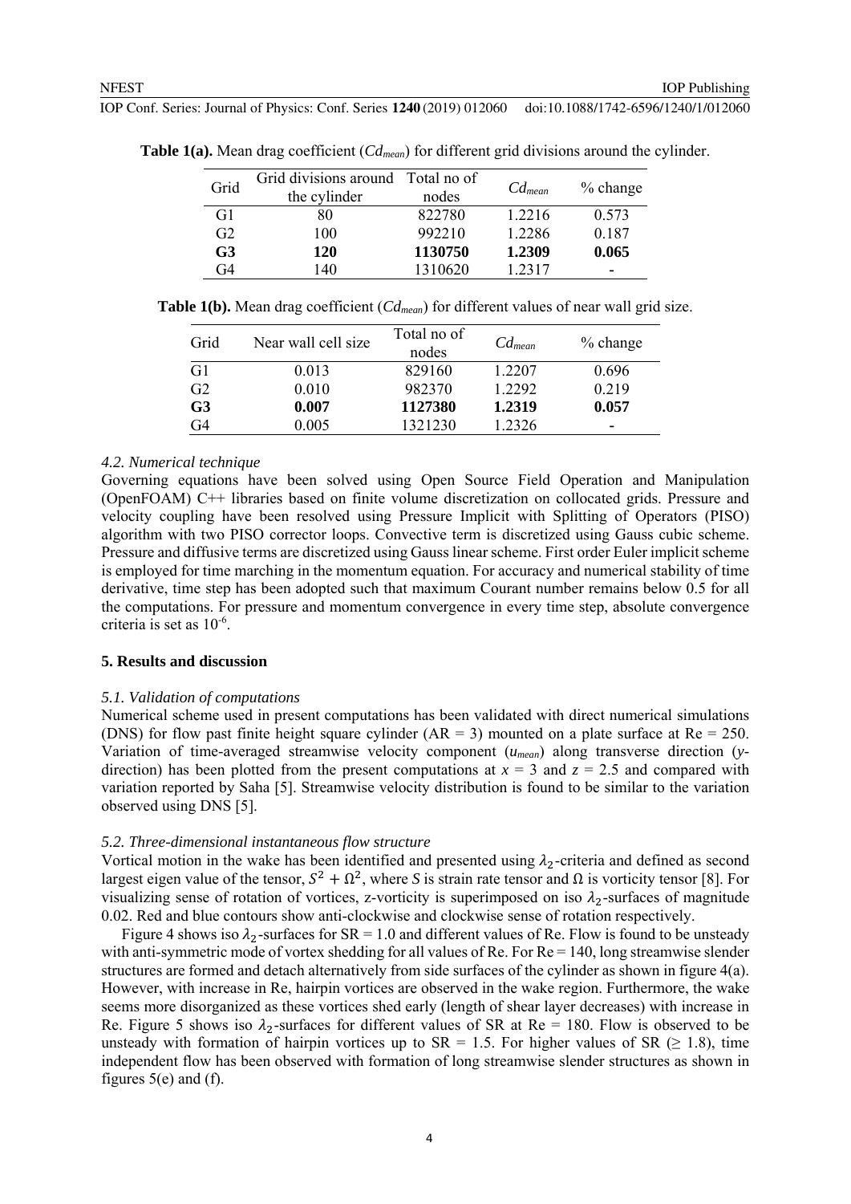**Table 1(a).** Mean drag coefficient ($Cd_{mean}$) for different grid divisions around the cylinder.

| Grid | Grid divisions around the cylinder | Total no of nodes | $Cd_{mean}$ | % change |
|---|---|---|---|---|
| G1 | 80 | 822780 | 1.2216 | 0.573 |
| G2 | 100 | 992210 | 1.2286 | 0.187 |
| **G3** | **120** | **1130750** | **1.2309** | **0.065** |
| G4 | 140 | 1310620 | 1.2317 | - |

**Table 1(b).** Mean drag coefficient ($Cd_{mean}$) for different values of near wall grid size.

| Grid | Near wall cell size | Total no of nodes | $Cd_{mean}$ | % change |
|---|---|---|---|---|
| G1 | 0.013 | 829160 | 1.2207 | 0.696 |
| G2 | 0.010 | 982370 | 1.2292 | 0.219 |
| **G3** | **0.007** | **1127380** | **1.2319** | **0.057** |
| G4 | 0.005 | 1321230 | 1.2326 | - |

### *4.2. Numerical technique*

Governing equations have been solved using Open Source Field Operation and Manipulation (OpenFOAM) C++ libraries based on finite volume discretization on collocated grids. Pressure and velocity coupling have been resolved using Pressure Implicit with Splitting of Operators (PISO) algorithm with two PISO corrector loops. Convective term is discretized using Gauss cubic scheme. Pressure and diffusive terms are discretized using Gauss linear scheme. First order Euler implicit scheme is employed for time marching in the momentum equation. For accuracy and numerical stability of time derivative, time step has been adopted such that maximum Courant number remains below 0.5 for all the computations. For pressure and momentum convergence in every time step, absolute convergence criteria is set as $10^{-6}$.

## **5. Results and discussion**

### *5.1. Validation of computations*

Numerical scheme used in present computations has been validated with direct numerical simulations (DNS) for flow past finite height square cylinder (AR = 3) mounted on a plate surface at Re = 250. Variation of time-averaged streamwise velocity component ($u_{mean}$) along transverse direction ($y$-direction) has been plotted from the present computations at $x = 3$ and $z = 2.5$ and compared with variation reported by Saha [5]. Streamwise velocity distribution is found to be similar to the variation observed using DNS [5].

### *5.2. Three-dimensional instantaneous flow structure*

Vortical motion in the wake has been identified and presented using $\lambda_2$-criteria and defined as second largest eigen value of the tensor, $S^2 + \Omega^2$, where $S$ is strain rate tensor and $\Omega$ is vorticity tensor [8]. For visualizing sense of rotation of vortices, z-vorticity is superimposed on iso $\lambda_2$-surfaces of magnitude 0.02. Red and blue contours show anti-clockwise and clockwise sense of rotation respectively.

Figure 4 shows iso $\lambda_2$-surfaces for SR = 1.0 and different values of Re. Flow is found to be unsteady with anti-symmetric mode of vortex shedding for all values of Re. For Re = 140, long streamwise slender structures are formed and detach alternatively from side surfaces of the cylinder as shown in figure 4(a). However, with increase in Re, hairpin vortices are observed in the wake region. Furthermore, the wake seems more disorganized as these vortices shed early (length of shear layer decreases) with increase in Re. Figure 5 shows iso $\lambda_2$-surfaces for different values of SR at Re = 180. Flow is observed to be unsteady with formation of hairpin vortices up to SR = 1.5. For higher values of SR ($\geq$ 1.8), time independent flow has been observed with formation of long streamwise slender structures as shown in figures 5(e) and (f).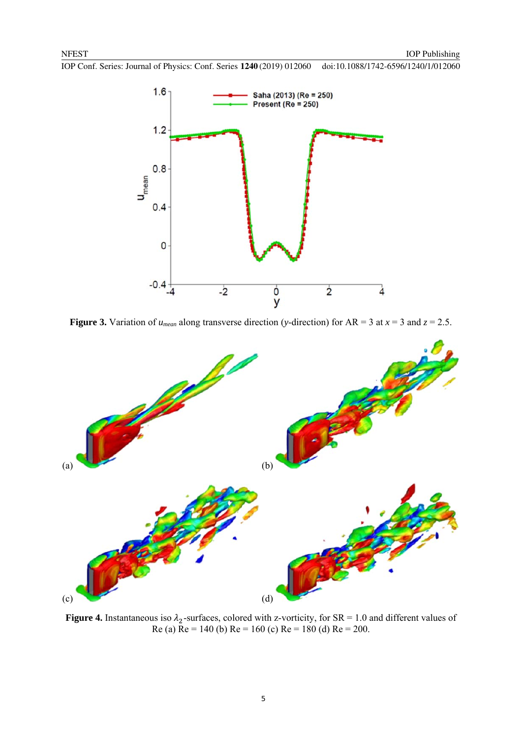**Figure 3.** Variation of $u_{mean}$ along transverse direction ($y$-direction) for AR = 3 at $x$ = 3 and $z$ = 2.5.

**Figure 4.** Instantaneous iso $\lambda_2$-surfaces, colored with z-vorticity, for SR = 1.0 and different values of Re (a) Re = 140 (b) Re = 160 (c) Re = 180 (d) Re = 200.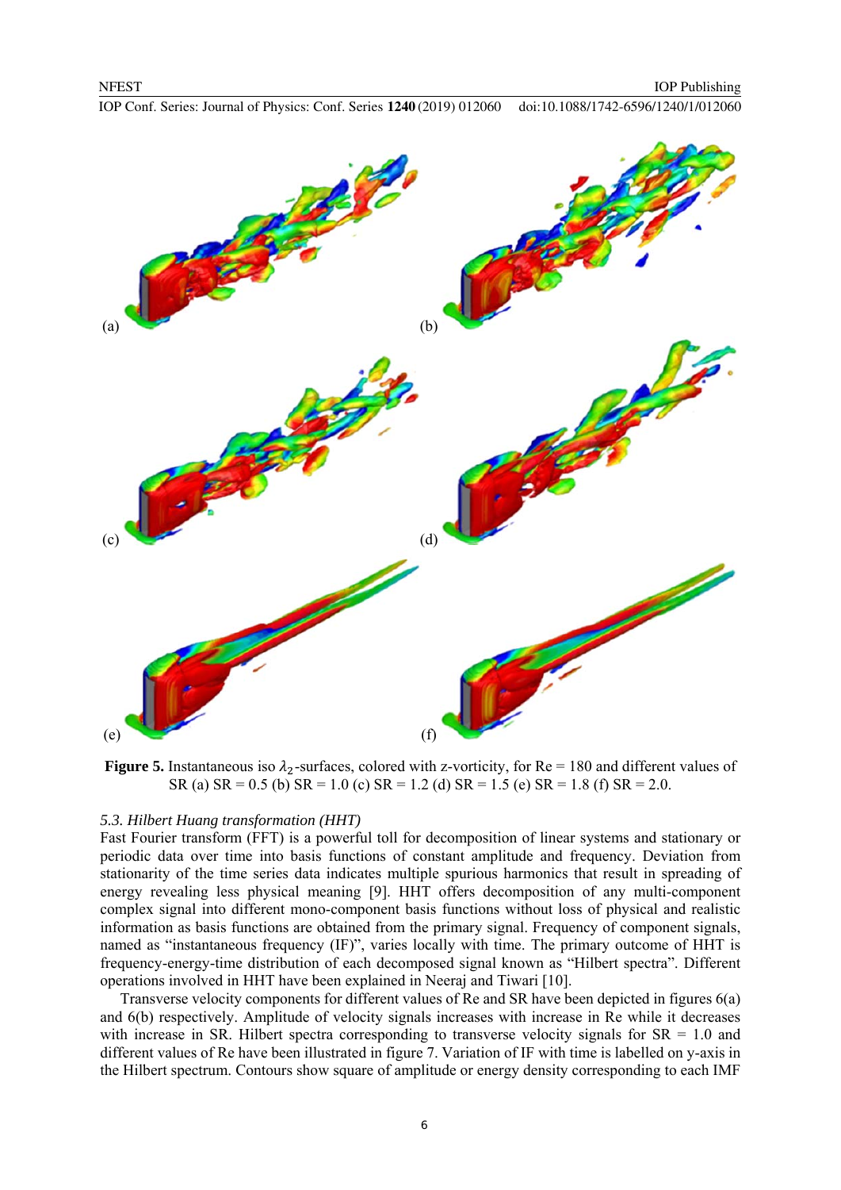(a) (b) (c) (d) (e) (f)

**Figure 5.** Instantaneous iso $\lambda_2$-surfaces, colored with z-vorticity, for Re = 180 and different values of SR (a) SR = 0.5 (b) SR = 1.0 (c) SR = 1.2 (d) SR = 1.5 (e) SR = 1.8 (f) SR = 2.0.

### *5.3. Hilbert Huang transformation (HHT)*

Fast Fourier transform (FFT) is a powerful toll for decomposition of linear systems and stationary or periodic data over time into basis functions of constant amplitude and frequency. Deviation from stationarity of the time series data indicates multiple spurious harmonics that result in spreading of energy revealing less physical meaning [9]. HHT offers decomposition of any multi-component complex signal into different mono-component basis functions without loss of physical and realistic information as basis functions are obtained from the primary signal. Frequency of component signals, named as "instantaneous frequency (IF)", varies locally with time. The primary outcome of HHT is frequency-energy-time distribution of each decomposed signal known as "Hilbert spectra". Different operations involved in HHT have been explained in Neeraj and Tiwari [10].

Transverse velocity components for different values of Re and SR have been depicted in figures 6(a) and 6(b) respectively. Amplitude of velocity signals increases with increase in Re while it decreases with increase in SR. Hilbert spectra corresponding to transverse velocity signals for SR = 1.0 and different values of Re have been illustrated in figure 7. Variation of IF with time is labelled on y-axis in the Hilbert spectrum. Contours show square of amplitude or energy density corresponding to each IMF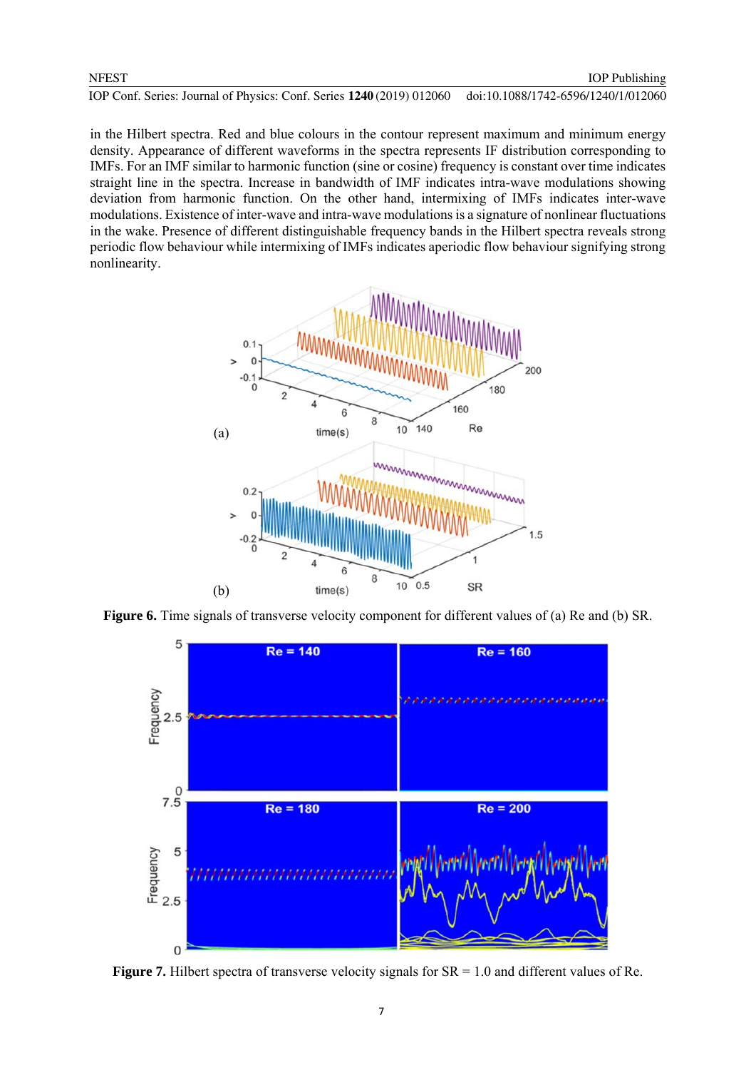in the Hilbert spectra. Red and blue colours in the contour represent maximum and minimum energy density. Appearance of different waveforms in the spectra represents IF distribution corresponding to IMFs. For an IMF similar to harmonic function (sine or cosine) frequency is constant over time indicates straight line in the spectra. Increase in bandwidth of IMF indicates intra-wave modulations showing deviation from harmonic function. On the other hand, intermixing of IMFs indicates inter-wave modulations. Existence of inter-wave and intra-wave modulations is a signature of nonlinear fluctuations in the wake. Presence of different distinguishable frequency bands in the Hilbert spectra reveals strong periodic flow behaviour while intermixing of IMFs indicates aperiodic flow behaviour signifying strong nonlinearity.

**Figure 6.** Time signals of transverse velocity component for different values of (a) Re and (b) SR.

**Figure 7.** Hilbert spectra of transverse velocity signals for SR = 1.0 and different values of Re.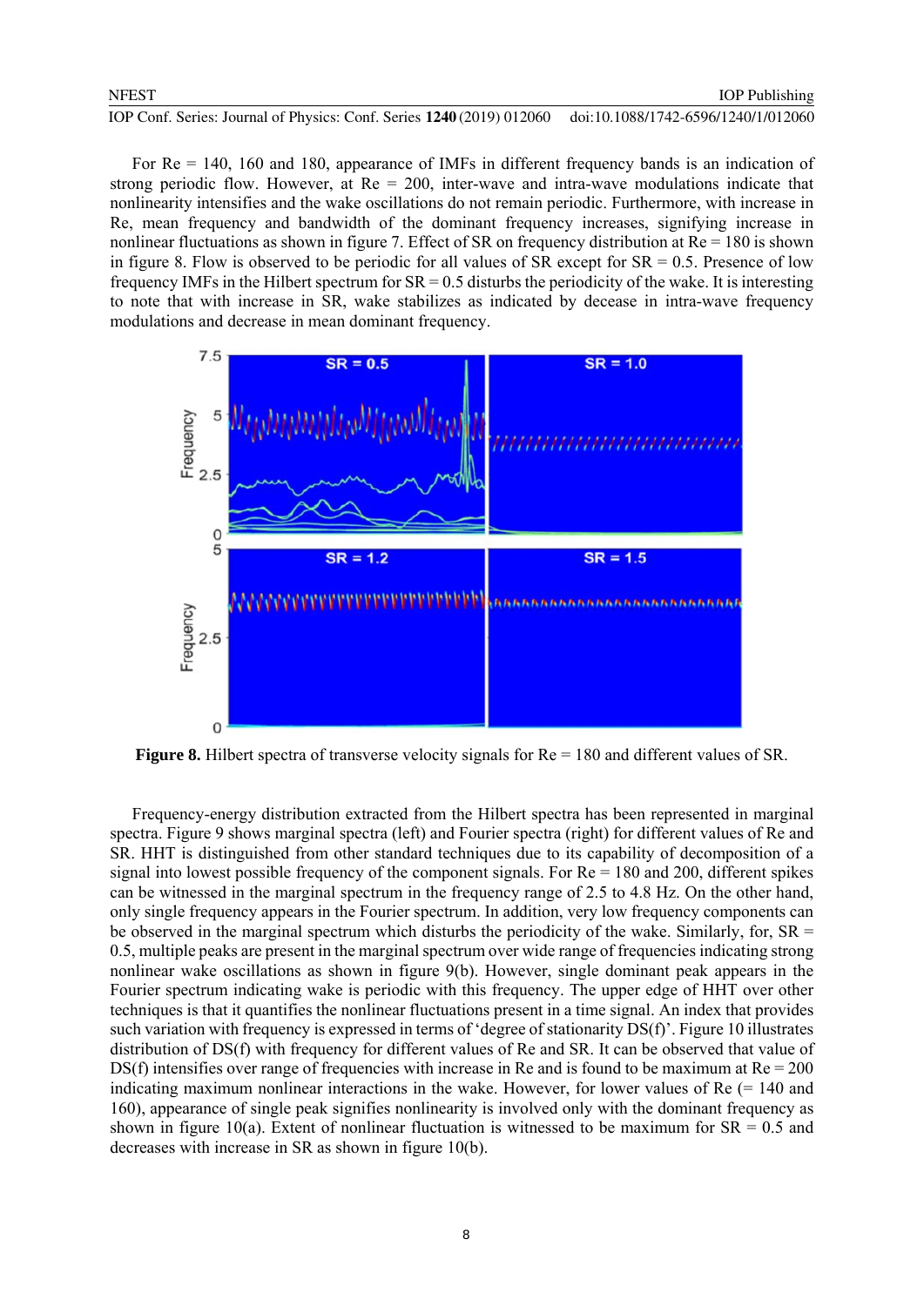For Re = 140, 160 and 180, appearance of IMFs in different frequency bands is an indication of strong periodic flow. However, at Re = 200, inter-wave and intra-wave modulations indicate that nonlinearity intensifies and the wake oscillations do not remain periodic. Furthermore, with increase in Re, mean frequency and bandwidth of the dominant frequency increases, signifying increase in nonlinear fluctuations as shown in figure 7. Effect of SR on frequency distribution at Re = 180 is shown in figure 8. Flow is observed to be periodic for all values of SR except for SR = 0.5. Presence of low frequency IMFs in the Hilbert spectrum for SR = 0.5 disturbs the periodicity of the wake. It is interesting to note that with increase in SR, wake stabilizes as indicated by decease in intra-wave frequency modulations and decrease in mean dominant frequency.

**Figure 8.** Hilbert spectra of transverse velocity signals for Re = 180 and different values of SR.

Frequency-energy distribution extracted from the Hilbert spectra has been represented in marginal spectra. Figure 9 shows marginal spectra (left) and Fourier spectra (right) for different values of Re and SR. HHT is distinguished from other standard techniques due to its capability of decomposition of a signal into lowest possible frequency of the component signals. For Re = 180 and 200, different spikes can be witnessed in the marginal spectrum in the frequency range of 2.5 to 4.8 Hz. On the other hand, only single frequency appears in the Fourier spectrum. In addition, very low frequency components can be observed in the marginal spectrum which disturbs the periodicity of the wake. Similarly, for, SR = 0.5, multiple peaks are present in the marginal spectrum over wide range of frequencies indicating strong nonlinear wake oscillations as shown in figure 9(b). However, single dominant peak appears in the Fourier spectrum indicating wake is periodic with this frequency. The upper edge of HHT over other techniques is that it quantifies the nonlinear fluctuations present in a time signal. An index that provides such variation with frequency is expressed in terms of 'degree of stationarity DS(f)'. Figure 10 illustrates distribution of DS(f) with frequency for different values of Re and SR. It can be observed that value of DS(f) intensifies over range of frequencies with increase in Re and is found to be maximum at Re = 200 indicating maximum nonlinear interactions in the wake. However, for lower values of Re (= 140 and 160), appearance of single peak signifies nonlinearity is involved only with the dominant frequency as shown in figure 10(a). Extent of nonlinear fluctuation is witnessed to be maximum for SR = 0.5 and decreases with increase in SR as shown in figure 10(b).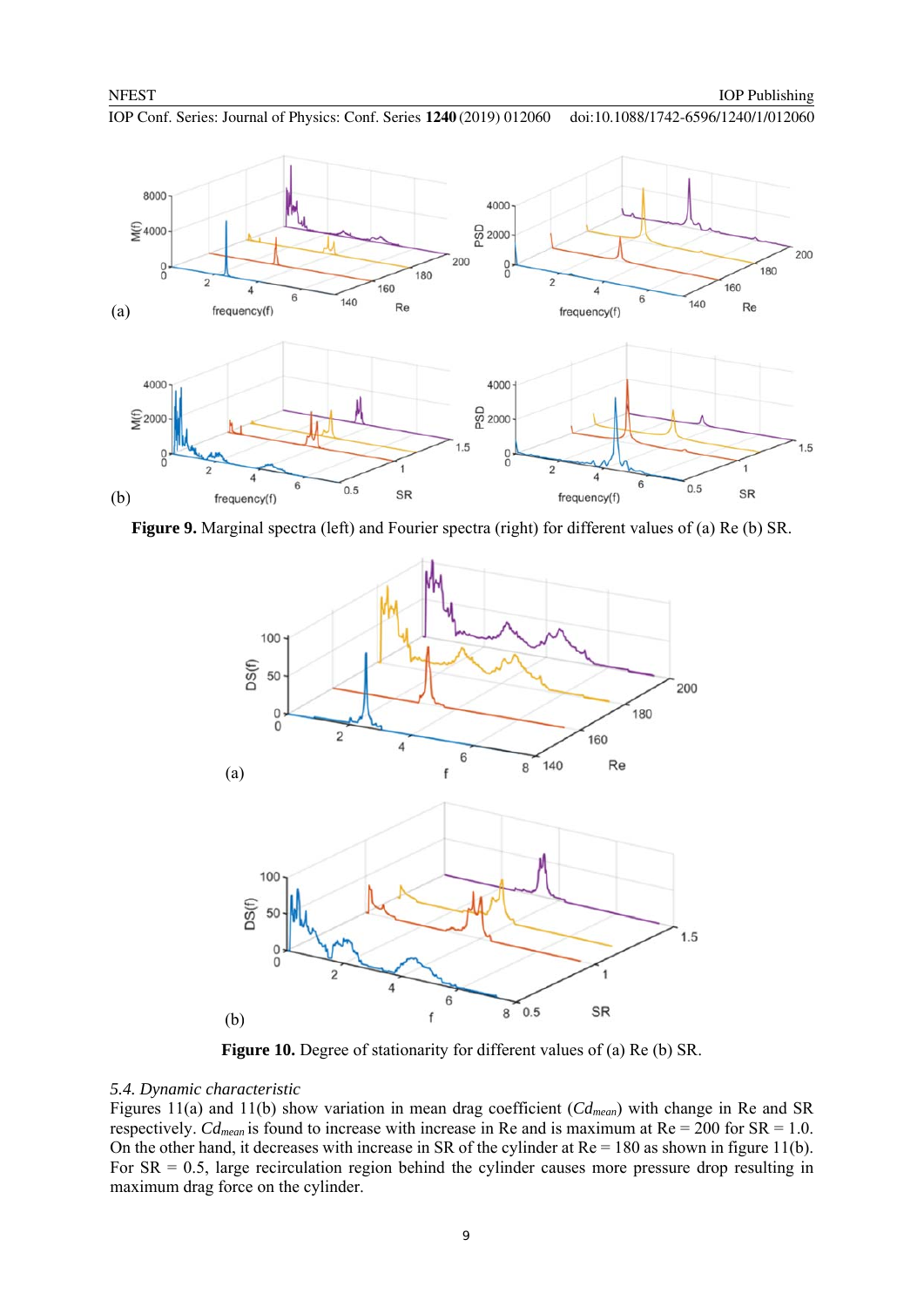**Figure 9.** Marginal spectra (left) and Fourier spectra (right) for different values of (a) Re (b) SR.

**Figure 10.** Degree of stationarity for different values of (a) Re (b) SR.

### *5.4. Dynamic characteristic*

Figures 11(a) and 11(b) show variation in mean drag coefficient ($Cd_{mean}$) with change in Re and SR respectively. $Cd_{mean}$ is found to increase with increase in Re and is maximum at Re = 200 for SR = 1.0. On the other hand, it decreases with increase in SR of the cylinder at Re = 180 as shown in figure 11(b). For SR = 0.5, large recirculation region behind the cylinder causes more pressure drop resulting in maximum drag force on the cylinder.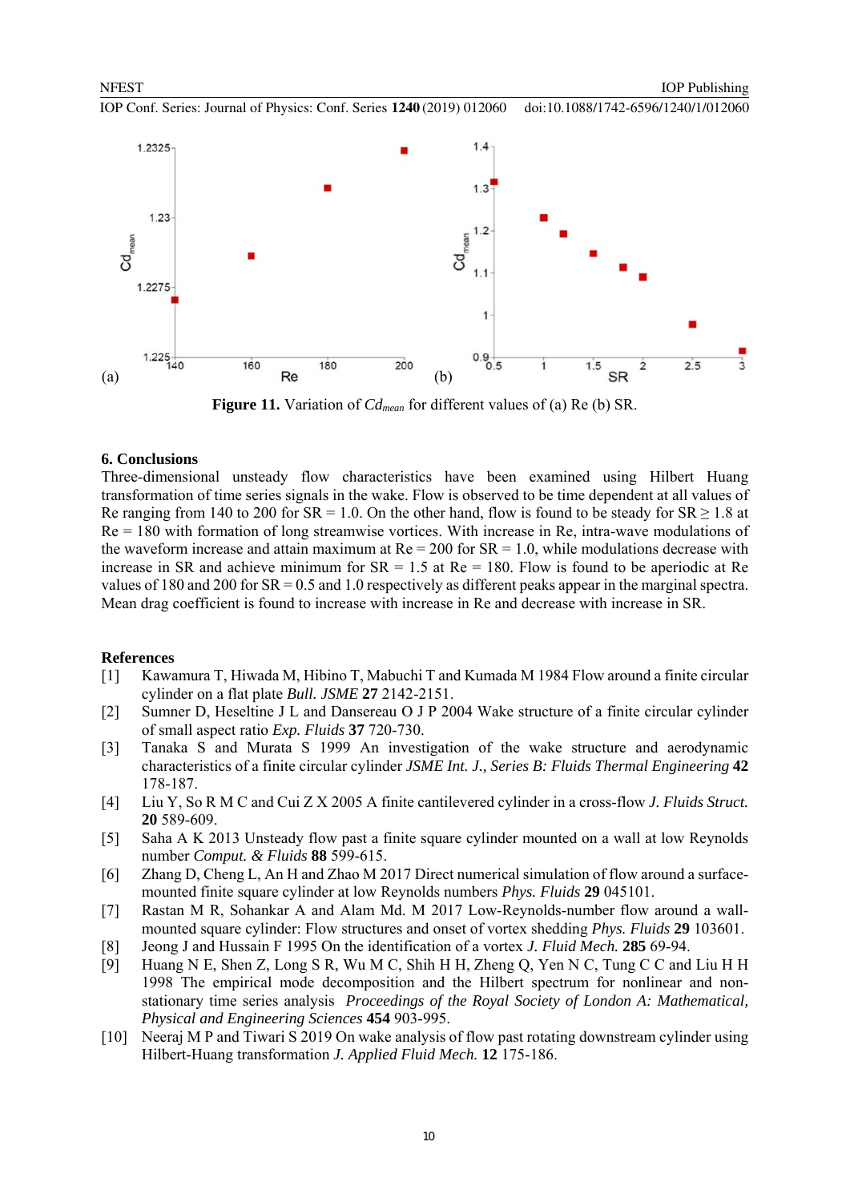1.2325
1.23
1.2275
1.225
$Cd_{mean}$
140
160
180
200
Re
(a)

1.4
1.3
1.2
1.1
1
0.9
$Cd_{mean}$
0.5
1
1.5
2
2.5
3
SR
(b)

**Figure 11.** Variation of $Cd_{mean}$ for different values of (a) Re (b) SR.

## 6. Conclusions

Three-dimensional unsteady flow characteristics have been examined using Hilbert Huang transformation of time series signals in the wake. Flow is observed to be time dependent at all values of Re ranging from 140 to 200 for SR = 1.0. On the other hand, flow is found to be steady for SR ≥ 1.8 at Re = 180 with formation of long streamwise vortices. With increase in Re, intra-wave modulations of the waveform increase and attain maximum at Re = 200 for SR = 1.0, while modulations decrease with increase in SR and achieve minimum for SR = 1.5 at Re = 180. Flow is found to be aperiodic at Re values of 180 and 200 for SR = 0.5 and 1.0 respectively as different peaks appear in the marginal spectra. Mean drag coefficient is found to increase with increase in Re and decrease with increase in SR.

## References

[1] Kawamura T, Hiwada M, Hibino T, Mabuchi T and Kumada M 1984 Flow around a finite circular cylinder on a flat plate *Bull. JSME* **27** 2142-2151.

[2] Sumner D, Heseltine J L and Dansereau O J P 2004 Wake structure of a finite circular cylinder of small aspect ratio *Exp. Fluids* **37** 720-730.

[3] Tanaka S and Murata S 1999 An investigation of the wake structure and aerodynamic characteristics of a finite circular cylinder *JSME Int. J., Series B: Fluids Thermal Engineering* **42** 178-187.

[4] Liu Y, So R M C and Cui Z X 2005 A finite cantilevered cylinder in a cross-flow *J. Fluids Struct.* **20** 589-609.

[5] Saha A K 2013 Unsteady flow past a finite square cylinder mounted on a wall at low Reynolds number *Comput. & Fluids* **88** 599-615.

[6] Zhang D, Cheng L, An H and Zhao M 2017 Direct numerical simulation of flow around a surface-mounted finite square cylinder at low Reynolds numbers *Phys. Fluids* **29** 045101.

[7] Rastan M R, Sohankar A and Alam Md. M 2017 Low-Reynolds-number flow around a wall-mounted square cylinder: Flow structures and onset of vortex shedding *Phys. Fluids* **29** 103601.

[8] Jeong J and Hussain F 1995 On the identification of a vortex *J. Fluid Mech.* **285** 69-94.

[9] Huang N E, Shen Z, Long S R, Wu M C, Shih H H, Zheng Q, Yen N C, Tung C C and Liu H H 1998 The empirical mode decomposition and the Hilbert spectrum for nonlinear and non-stationary time series analysis *Proceedings of the Royal Society of London A: Mathematical, Physical and Engineering Sciences* **454** 903-995.

[10] Neeraj M P and Tiwari S 2019 On wake analysis of flow past rotating downstream cylinder using Hilbert-Huang transformation *J. Applied Fluid Mech.* **12** 175-186.